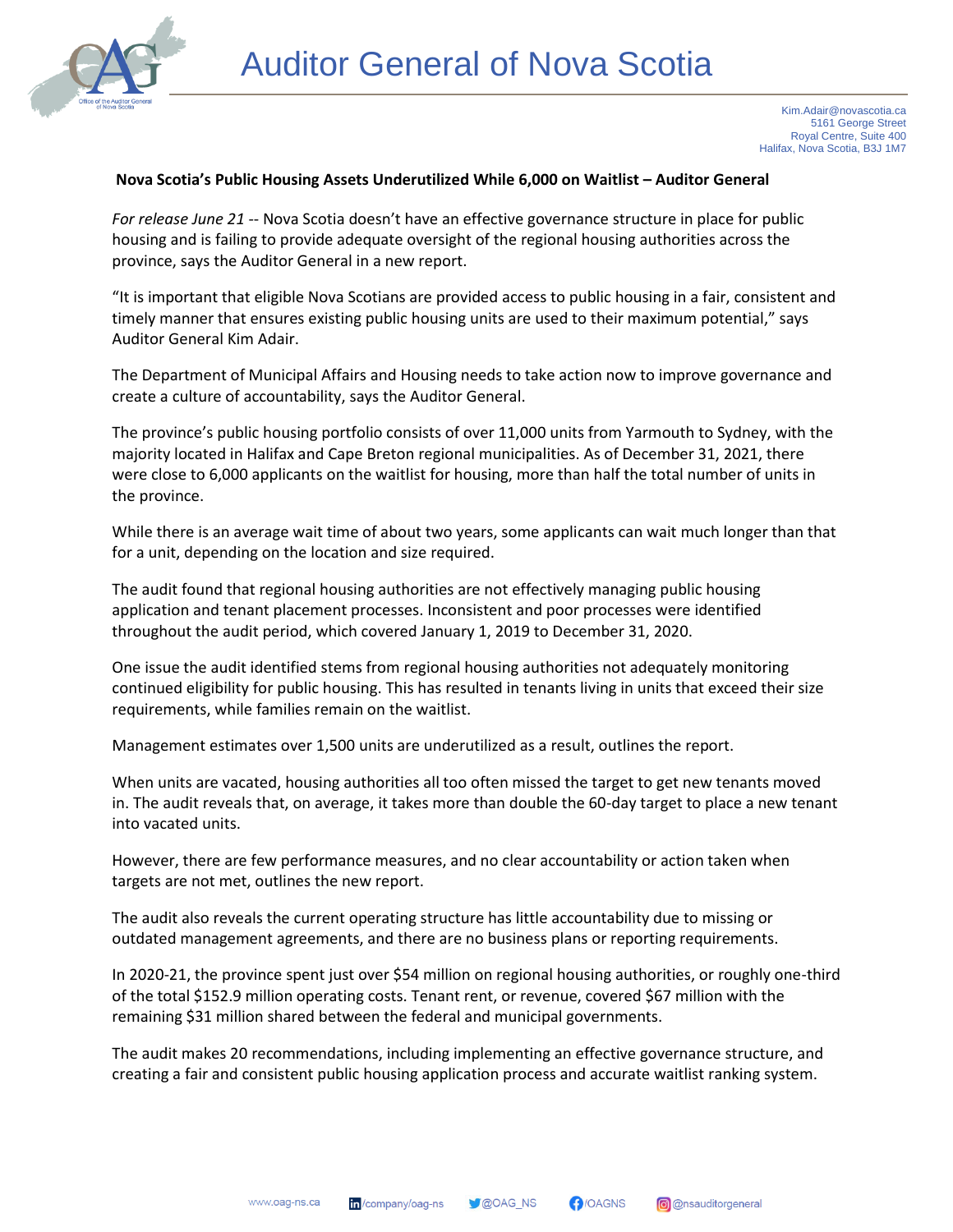# Auditor General of Nova Scotia

Kim.Adair@novascotia.ca
5161 George Street
Royal Centre, Suite 400
Halifax, Nova Scotia, B3J 1M7

**Nova Scotia's Public Housing Assets Underutilized While 6,000 on Waitlist – Auditor General**

*For release June 21* -- Nova Scotia doesn't have an effective governance structure in place for public housing and is failing to provide adequate oversight of the regional housing authorities across the province, says the Auditor General in a new report.

"It is important that eligible Nova Scotians are provided access to public housing in a fair, consistent and timely manner that ensures existing public housing units are used to their maximum potential," says Auditor General Kim Adair.

The Department of Municipal Affairs and Housing needs to take action now to improve governance and create a culture of accountability, says the Auditor General.

The province's public housing portfolio consists of over 11,000 units from Yarmouth to Sydney, with the majority located in Halifax and Cape Breton regional municipalities. As of December 31, 2021, there were close to 6,000 applicants on the waitlist for housing, more than half the total number of units in the province.

While there is an average wait time of about two years, some applicants can wait much longer than that for a unit, depending on the location and size required.

The audit found that regional housing authorities are not effectively managing public housing application and tenant placement processes. Inconsistent and poor processes were identified throughout the audit period, which covered January 1, 2019 to December 31, 2020.

One issue the audit identified stems from regional housing authorities not adequately monitoring continued eligibility for public housing. This has resulted in tenants living in units that exceed their size requirements, while families remain on the waitlist.

Management estimates over 1,500 units are underutilized as a result, outlines the report.

When units are vacated, housing authorities all too often missed the target to get new tenants moved in. The audit reveals that, on average, it takes more than double the 60-day target to place a new tenant into vacated units.

However, there are few performance measures, and no clear accountability or action taken when targets are not met, outlines the new report.

The audit also reveals the current operating structure has little accountability due to missing or outdated management agreements, and there are no business plans or reporting requirements.

In 2020-21, the province spent just over $54 million on regional housing authorities, or roughly one-third of the total $152.9 million operating costs. Tenant rent, or revenue, covered $67 million with the remaining $31 million shared between the federal and municipal governments.

The audit makes 20 recommendations, including implementing an effective governance structure, and creating a fair and consistent public housing application process and accurate waitlist ranking system.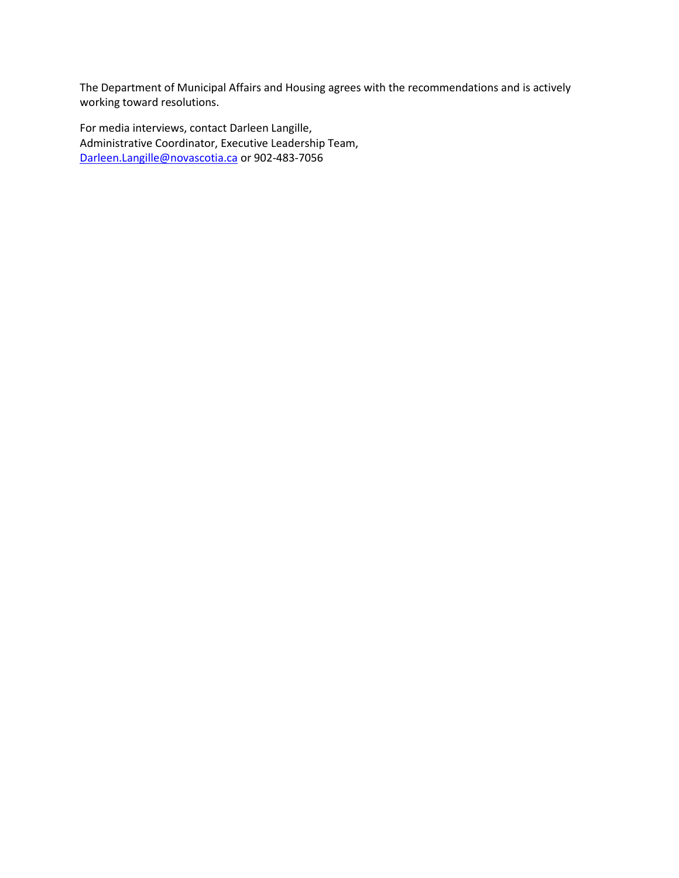The Department of Municipal Affairs and Housing agrees with the recommendations and is actively working toward resolutions.

For media interviews, contact Darleen Langille,
Administrative Coordinator, Executive Leadership Team,
Darleen.Langille@novascotia.ca or 902-483-7056